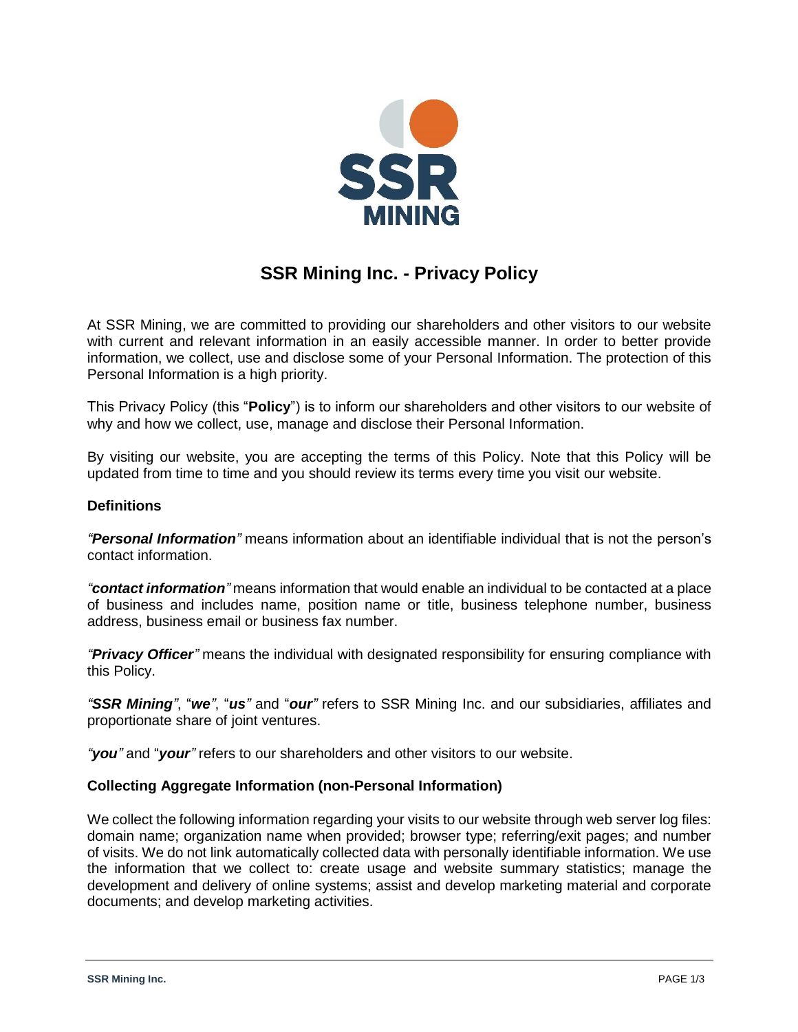# SSR Mining Inc. - Privacy Policy

At SSR Mining, we are committed to providing our shareholders and other visitors to our website with current and relevant information in an easily accessible manner. In order to better provide information, we collect, use and disclose some of your Personal Information. The protection of this Personal Information is a high priority.

This Privacy Policy (this "**Policy**") is to inform our shareholders and other visitors to our website of why and how we collect, use, manage and disclose their Personal Information.

By visiting our website, you are accepting the terms of this Policy. Note that this Policy will be updated from time to time and you should review its terms every time you visit our website.

**Definitions**

***"Personal Information"*** means information about an identifiable individual that is not the person's contact information.

***"contact information"*** means information that would enable an individual to be contacted at a place of business and includes name, position name or title, business telephone number, business address, business email or business fax number.

***"Privacy Officer"*** means the individual with designated responsibility for ensuring compliance with this Policy.

***"SSR Mining"***, "***we***", "***us***" and "***our***" refers to SSR Mining Inc. and our subsidiaries, affiliates and proportionate share of joint ventures.

***"you"*** and "***your***" refers to our shareholders and other visitors to our website.

**Collecting Aggregate Information (non-Personal Information)**

We collect the following information regarding your visits to our website through web server log files: domain name; organization name when provided; browser type; referring/exit pages; and number of visits. We do not link automatically collected data with personally identifiable information. We use the information that we collect to: create usage and website summary statistics; manage the development and delivery of online systems; assist and develop marketing material and corporate documents; and develop marketing activities.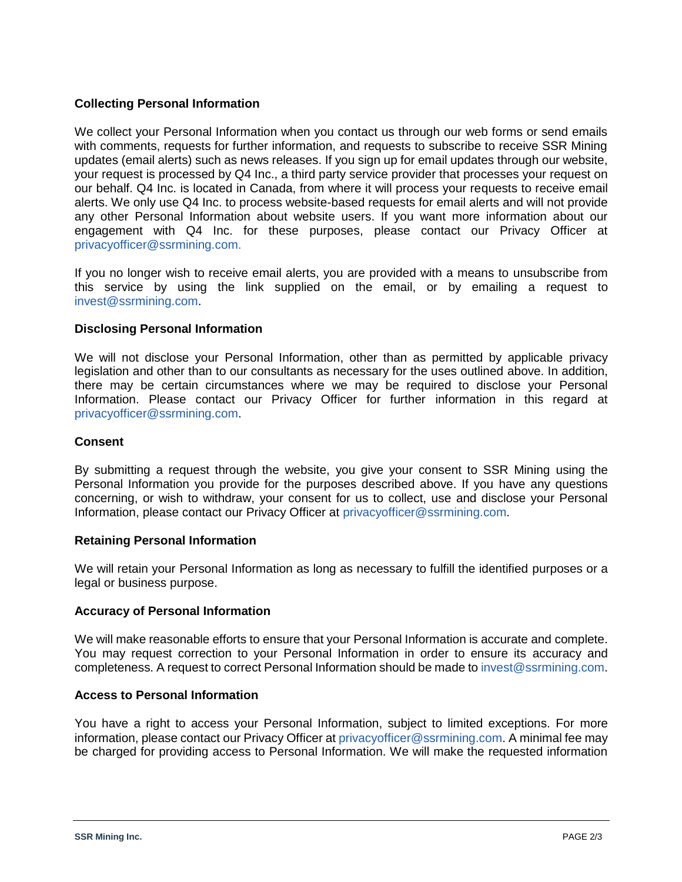## Collecting Personal Information

We collect your Personal Information when you contact us through our web forms or send emails with comments, requests for further information, and requests to subscribe to receive SSR Mining updates (email alerts) such as news releases. If you sign up for email updates through our website, your request is processed by Q4 Inc., a third party service provider that processes your request on our behalf. Q4 Inc. is located in Canada, from where it will process your requests to receive email alerts. We only use Q4 Inc. to process website-based requests for email alerts and will not provide any other Personal Information about website users. If you want more information about our engagement with Q4 Inc. for these purposes, please contact our Privacy Officer at privacyofficer@ssrmining.com.

If you no longer wish to receive email alerts, you are provided with a means to unsubscribe from this service by using the link supplied on the email, or by emailing a request to invest@ssrmining.com.

## Disclosing Personal Information

We will not disclose your Personal Information, other than as permitted by applicable privacy legislation and other than to our consultants as necessary for the uses outlined above. In addition, there may be certain circumstances where we may be required to disclose your Personal Information. Please contact our Privacy Officer for further information in this regard at privacyofficer@ssrmining.com.

## Consent

By submitting a request through the website, you give your consent to SSR Mining using the Personal Information you provide for the purposes described above. If you have any questions concerning, or wish to withdraw, your consent for us to collect, use and disclose your Personal Information, please contact our Privacy Officer at privacyofficer@ssrmining.com.

## Retaining Personal Information

We will retain your Personal Information as long as necessary to fulfill the identified purposes or a legal or business purpose.

## Accuracy of Personal Information

We will make reasonable efforts to ensure that your Personal Information is accurate and complete. You may request correction to your Personal Information in order to ensure its accuracy and completeness. A request to correct Personal Information should be made to invest@ssrmining.com.

## Access to Personal Information

You have a right to access your Personal Information, subject to limited exceptions. For more information, please contact our Privacy Officer at privacyofficer@ssrmining.com. A minimal fee may be charged for providing access to Personal Information. We will make the requested information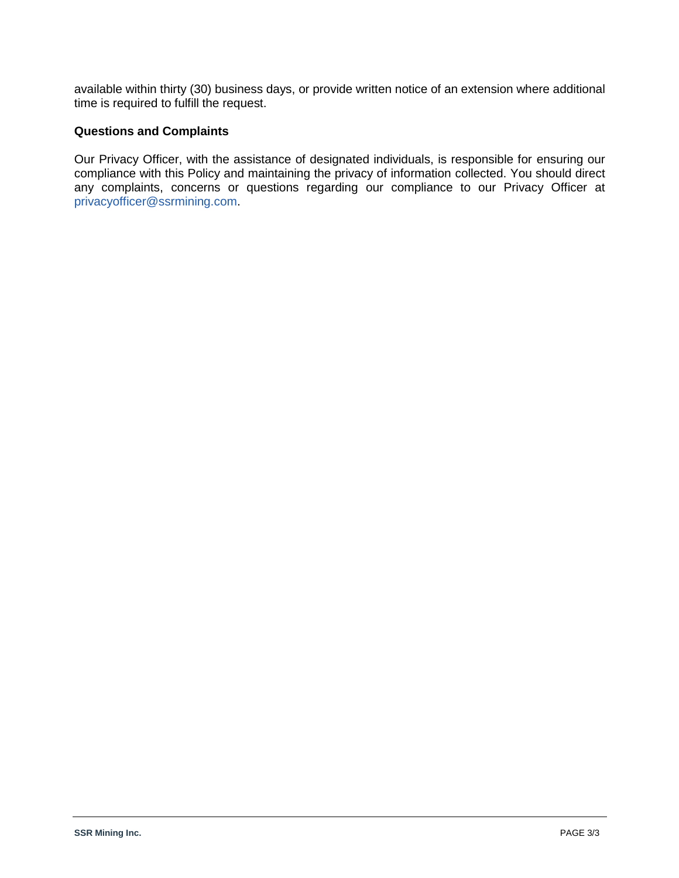available within thirty (30) business days, or provide written notice of an extension where additional time is required to fulfill the request.

**Questions and Complaints**

Our Privacy Officer, with the assistance of designated individuals, is responsible for ensuring our compliance with this Policy and maintaining the privacy of information collected. You should direct any complaints, concerns or questions regarding our compliance to our Privacy Officer at privacyofficer@ssrmining.com.